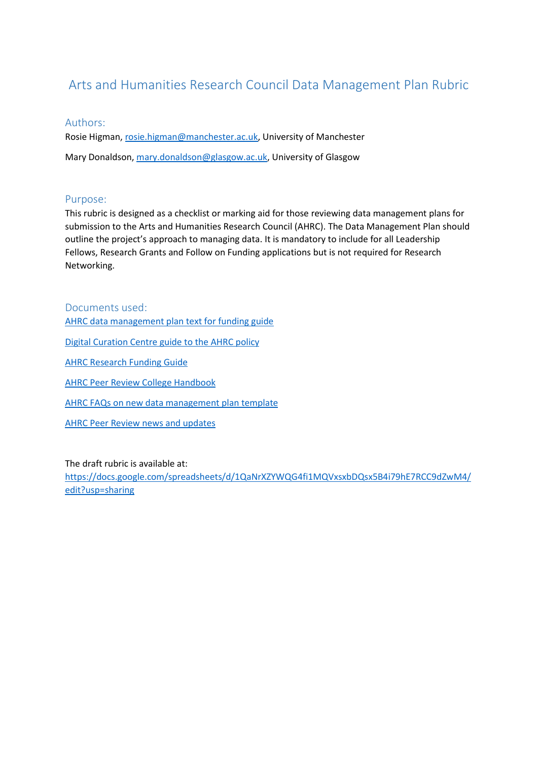# Arts and Humanities Research Council Data Management Plan Rubric

## Authors:

Rosie Higman, rosie.higman@manchester.ac.uk, University of Manchester

Mary Donaldson, mary.donaldson@glasgow.ac.uk, University of Glasgow

## Purpose:

This rubric is designed as a checklist or marking aid for those reviewing data management plans for submission to the Arts and Humanities Research Council (AHRC). The Data Management Plan should outline the project's approach to managing data. It is mandatory to include for all Leadership Fellows, Research Grants and Follow on Funding applications but is not required for Research Networking.

## Documents used:

AHRC data management plan text for funding guide

Digital Curation Centre guide to the AHRC policy

AHRC Research Funding Guide

AHRC Peer Review College Handbook

AHRC FAQs on new data management plan template

AHRC Peer Review news and updates

The draft rubric is available at:
https://docs.google.com/spreadsheets/d/1QaNrXZYWQG4fi1MQVxsxbDQsx5B4i79hE7RCC9dZwM4/edit?usp=sharing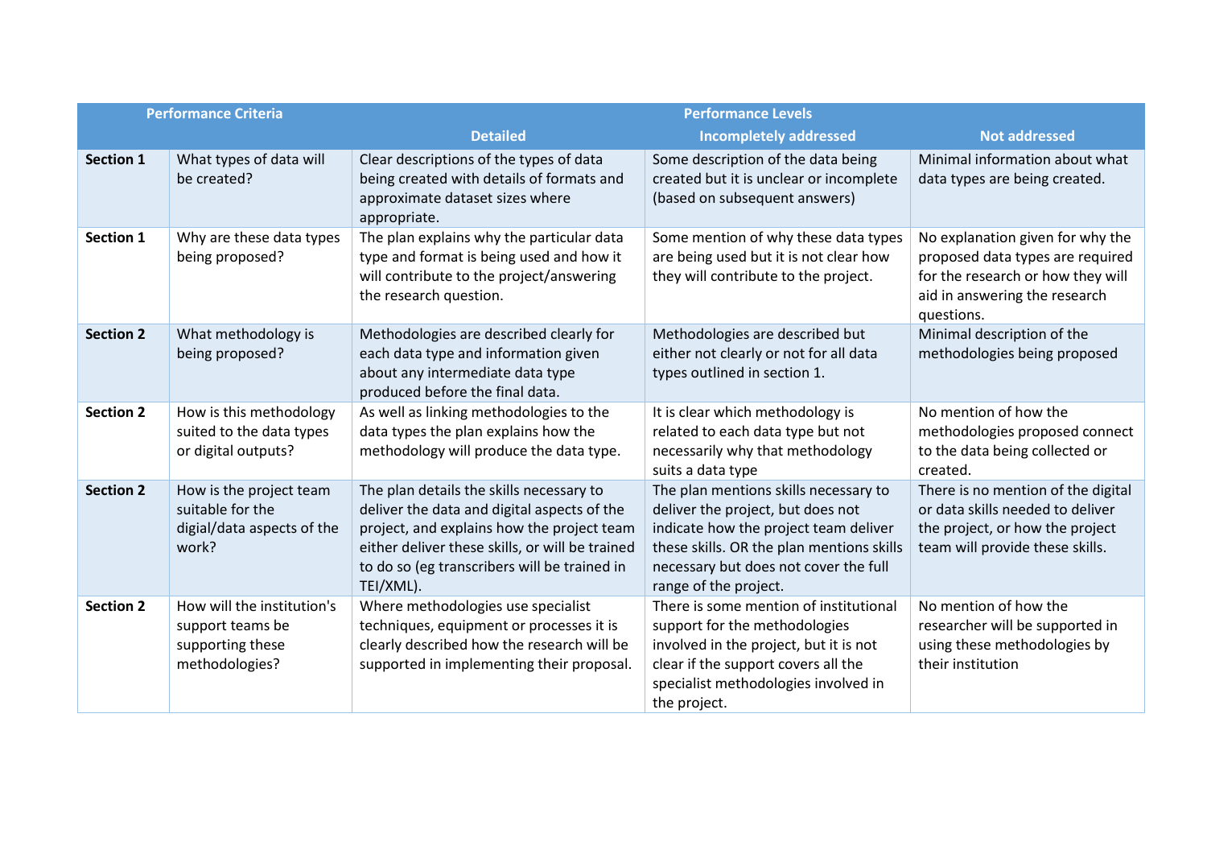| Performance Criteria | | Performance Levels | | |
|---|---|---|---|---|
| | | Detailed | Incompletely addressed | Not addressed |
| **Section 1** | What types of data will be created? | Clear descriptions of the types of data being created with details of formats and approximate dataset sizes where appropriate. | Some description of the data being created but it is unclear or incomplete (based on subsequent answers) | Minimal information about what data types are being created. |
| **Section 1** | Why are these data types being proposed? | The plan explains why the particular data type and format is being used and how it will contribute to the project/answering the research question. | Some mention of why these data types are being used but it is not clear how they will contribute to the project. | No explanation given for why the proposed data types are required for the research or how they will aid in answering the research questions. |
| **Section 2** | What methodology is being proposed? | Methodologies are described clearly for each data type and information given about any intermediate data type produced before the final data. | Methodologies are described but either not clearly or not for all data types outlined in section 1. | Minimal description of the methodologies being proposed |
| **Section 2** | How is this methodology suited to the data types or digital outputs? | As well as linking methodologies to the data types the plan explains how the methodology will produce the data type. | It is clear which methodology is related to each data type but not necessarily why that methodology suits a data type | No mention of how the methodologies proposed connect to the data being collected or created. |
| **Section 2** | How is the project team suitable for the digial/data aspects of the work? | The plan details the skills necessary to deliver the data and digital aspects of the project, and explains how the project team either deliver these skills, or will be trained to do so (eg transcribers will be trained in TEI/XML). | The plan mentions skills necessary to deliver the project, but does not indicate how the project team deliver these skills. OR the plan mentions skills necessary but does not cover the full range of the project. | There is no mention of the digital or data skills needed to deliver the project, or how the project team will provide these skills. |
| **Section 2** | How will the institution's support teams be supporting these methodologies? | Where methodologies use specialist techniques, equipment or processes it is clearly described how the research will be supported in implementing their proposal. | There is some mention of institutional support for the methodologies involved in the project, but it is not clear if the support covers all the specialist methodologies involved in the project. | No mention of how the researcher will be supported in using these methodologies by their institution |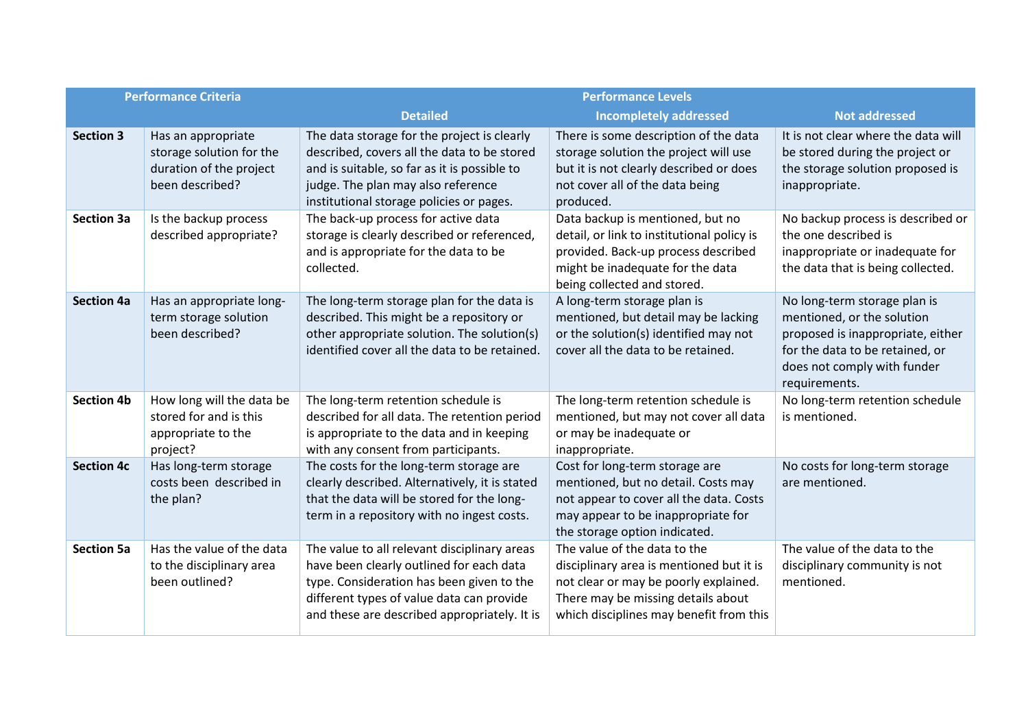| Performance Criteria | | Performance Levels | | |
|---|---|---|---|---|
| | | Detailed | Incompletely addressed | Not addressed |
| **Section 3** | Has an appropriate storage solution for the duration of the project been described? | The data storage for the project is clearly described, covers all the data to be stored and is suitable, so far as it is possible to judge. The plan may also reference institutional storage policies or pages. | There is some description of the data storage solution the project will use but it is not clearly described or does not cover all of the data being produced. | It is not clear where the data will be stored during the project or the storage solution proposed is inappropriate. |
| **Section 3a** | Is the backup process described appropriate? | The back-up process for active data storage is clearly described or referenced, and is appropriate for the data to be collected. | Data backup is mentioned, but no detail, or link to institutional policy is provided. Back-up process described might be inadequate for the data being collected and stored. | No backup process is described or the one described is inappropriate or inadequate for the data that is being collected. |
| **Section 4a** | Has an appropriate long-term storage solution been described? | The long-term storage plan for the data is described. This might be a repository or other appropriate solution. The solution(s) identified cover all the data to be retained. | A long-term storage plan is mentioned, but detail may be lacking or the solution(s) identified may not cover all the data to be retained. | No long-term storage plan is mentioned, or the solution proposed is inappropriate, either for the data to be retained, or does not comply with funder requirements. |
| **Section 4b** | How long will the data be stored for and is this appropriate to the project? | The long-term retention schedule is described for all data. The retention period is appropriate to the data and in keeping with any consent from participants. | The long-term retention schedule is mentioned, but may not cover all data or may be inadequate or inappropriate. | No long-term retention schedule is mentioned. |
| **Section 4c** | Has long-term storage costs been described in the plan? | The costs for the long-term storage are clearly described. Alternatively, it is stated that the data will be stored for the long-term in a repository with no ingest costs. | Cost for long-term storage are mentioned, but no detail. Costs may not appear to cover all the data. Costs may appear to be inappropriate for the storage option indicated. | No costs for long-term storage are mentioned. |
| **Section 5a** | Has the value of the data to the disciplinary area been outlined? | The value to all relevant disciplinary areas have been clearly outlined for each data type. Consideration has been given to the different types of value data can provide and these are described appropriately. It is | The value of the data to the disciplinary area is mentioned but it is not clear or may be poorly explained. There may be missing details about which disciplines may benefit from this | The value of the data to the disciplinary community is not mentioned. |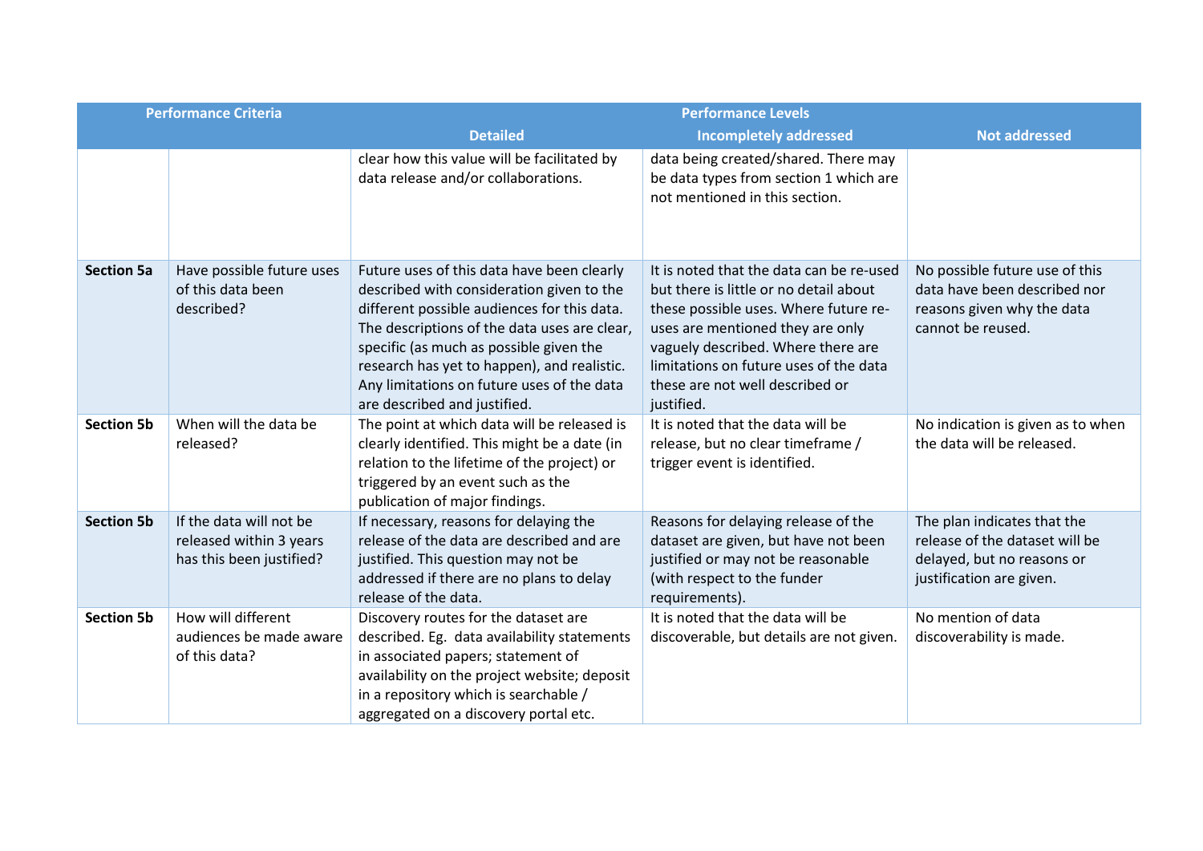| Performance Criteria | | Performance Levels | | |
|---|---|---|---|---|
| | | Detailed | Incompletely addressed | Not addressed |
| | | clear how this value will be facilitated by data release and/or collaborations. | data being created/shared. There may be data types from section 1 which are not mentioned in this section. | |
| **Section 5a** | Have possible future uses of this data been described? | Future uses of this data have been clearly described with consideration given to the different possible audiences for this data. The descriptions of the data uses are clear, specific (as much as possible given the research has yet to happen), and realistic. Any limitations on future uses of the data are described and justified. | It is noted that the data can be re-used but there is little or no detail about these possible uses. Where future re-uses are mentioned they are only vaguely described. Where there are limitations on future uses of the data these are not well described or justified. | No possible future use of this data have been described nor reasons given why the data cannot be reused. |
| **Section 5b** | When will the data be released? | The point at which data will be released is clearly identified. This might be a date (in relation to the lifetime of the project) or triggered by an event such as the publication of major findings. | It is noted that the data will be release, but no clear timeframe / trigger event is identified. | No indication is given as to when the data will be released. |
| **Section 5b** | If the data will not be released within 3 years has this been justified? | If necessary, reasons for delaying the release of the data are described and are justified. This question may not be addressed if there are no plans to delay release of the data. | Reasons for delaying release of the dataset are given, but have not been justified or may not be reasonable (with respect to the funder requirements). | The plan indicates that the release of the dataset will be delayed, but no reasons or justification are given. |
| **Section 5b** | How will different audiences be made aware of this data? | Discovery routes for the dataset are described. Eg. data availability statements in associated papers; statement of availability on the project website; deposit in a repository which is searchable / aggregated on a discovery portal etc. | It is noted that the data will be discoverable, but details are not given. | No mention of data discoverability is made. |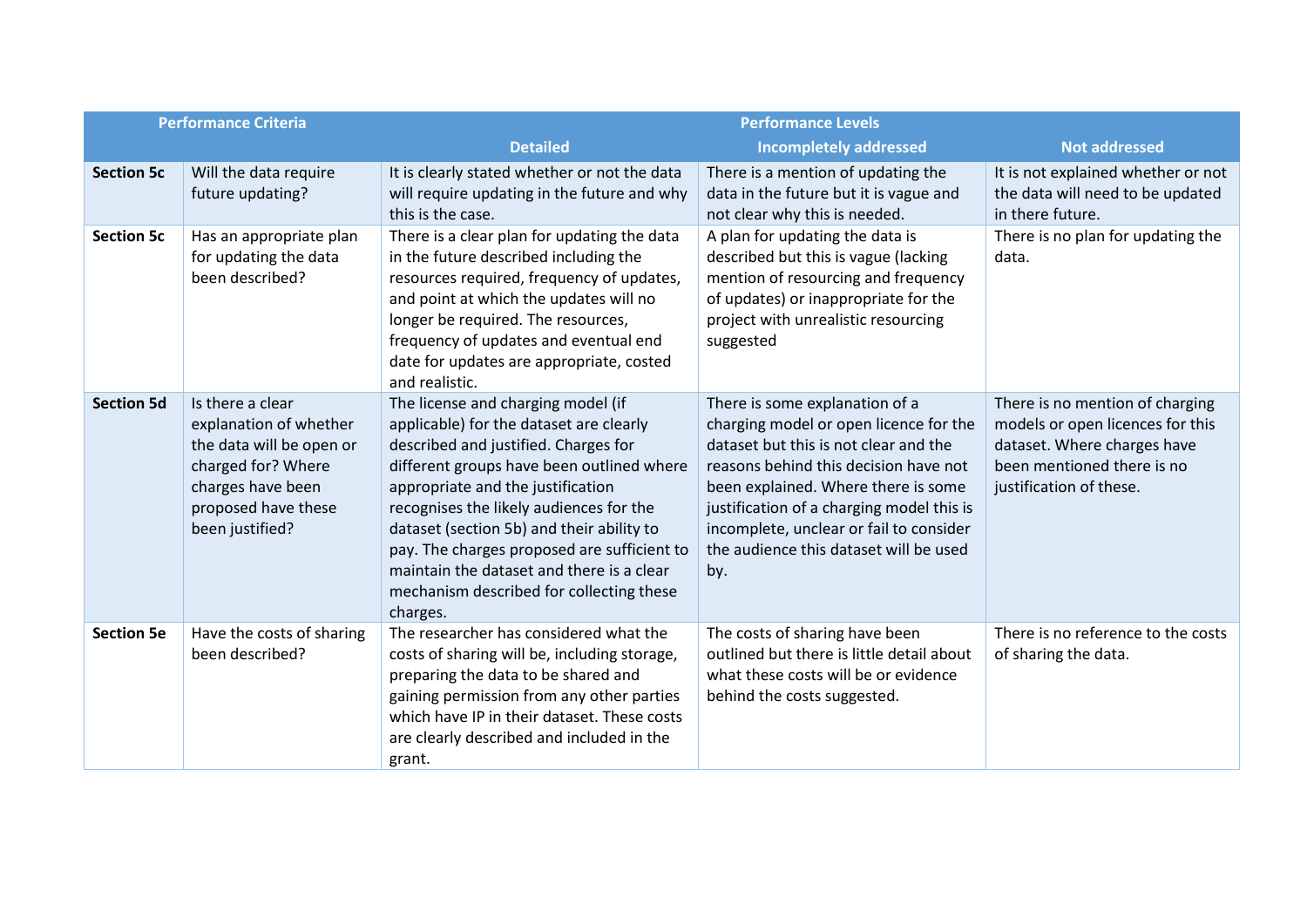| Performance Criteria | | Performance Levels | | |
|---|---|---|---|---|
| | | Detailed | Incompletely addressed | Not addressed |
| **Section 5c** | Will the data require future updating? | It is clearly stated whether or not the data will require updating in the future and why this is the case. | There is a mention of updating the data in the future but it is vague and not clear why this is needed. | It is not explained whether or not the data will need to be updated in there future. |
| **Section 5c** | Has an appropriate plan for updating the data been described? | There is a clear plan for updating the data in the future described including the resources required, frequency of updates, and point at which the updates will no longer be required. The resources, frequency of updates and eventual end date for updates are appropriate, costed and realistic. | A plan for updating the data is described but this is vague (lacking mention of resourcing and frequency of updates) or inappropriate for the project with unrealistic resourcing suggested | There is no plan for updating the data. |
| **Section 5d** | Is there a clear explanation of whether the data will be open or charged for? Where charges have been proposed have these been justified? | The license and charging model (if applicable) for the dataset are clearly described and justified. Charges for different groups have been outlined where appropriate and the justification recognises the likely audiences for the dataset (section 5b) and their ability to pay. The charges proposed are sufficient to maintain the dataset and there is a clear mechanism described for collecting these charges. | There is some explanation of a charging model or open licence for the dataset but this is not clear and the reasons behind this decision have not been explained. Where there is some justification of a charging model this is incomplete, unclear or fail to consider the audience this dataset will be used by. | There is no mention of charging models or open licences for this dataset. Where charges have been mentioned there is no justification of these. |
| **Section 5e** | Have the costs of sharing been described? | The researcher has considered what the costs of sharing will be, including storage, preparing the data to be shared and gaining permission from any other parties which have IP in their dataset. These costs are clearly described and included in the grant. | The costs of sharing have been outlined but there is little detail about what these costs will be or evidence behind the costs suggested. | There is no reference to the costs of sharing the data. |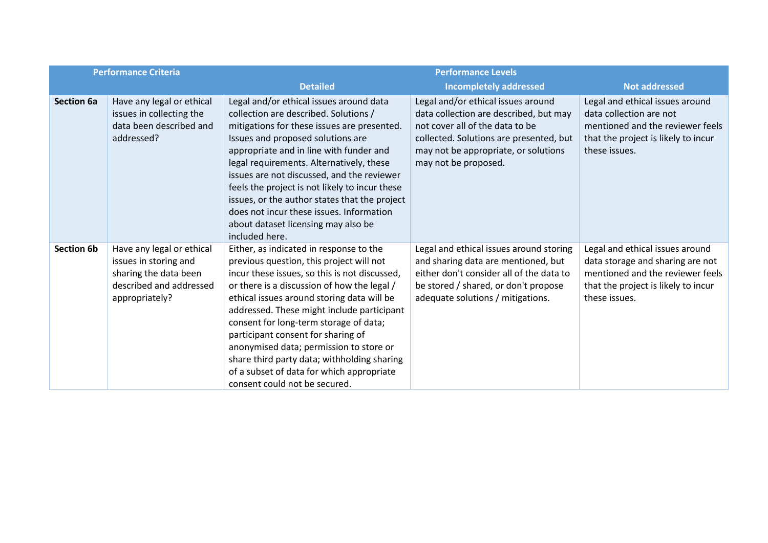| Performance Criteria | | Performance Levels | | |
|---|---|---|---|---|
| | | **Detailed** | **Incompletely addressed** | **Not addressed** |
| **Section 6a** | Have any legal or ethical issues in collecting the data been described and addressed? | Legal and/or ethical issues around data collection are described. Solutions / mitigations for these issues are presented. Issues and proposed solutions are appropriate and in line with funder and legal requirements. Alternatively, these issues are not discussed, and the reviewer feels the project is not likely to incur these issues, or the author states that the project does not incur these issues. Information about dataset licensing may also be included here. | Legal and/or ethical issues around data collection are described, but may not cover all of the data to be collected. Solutions are presented, but may not be appropriate, or solutions may not be proposed. | Legal and ethical issues around data collection are not mentioned and the reviewer feels that the project is likely to incur these issues. |
| **Section 6b** | Have any legal or ethical issues in storing and sharing the data been described and addressed appropriately? | Either, as indicated in response to the previous question, this project will not incur these issues, so this is not discussed, or there is a discussion of how the legal / ethical issues around storing data will be addressed. These might include participant consent for long-term storage of data; participant consent for sharing of anonymised data; permission to store or share third party data; withholding sharing of a subset of data for which appropriate consent could not be secured. | Legal and ethical issues around storing and sharing data are mentioned, but either don't consider all of the data to be stored / shared, or don't propose adequate solutions / mitigations. | Legal and ethical issues around data storage and sharing are not mentioned and the reviewer feels that the project is likely to incur these issues. |